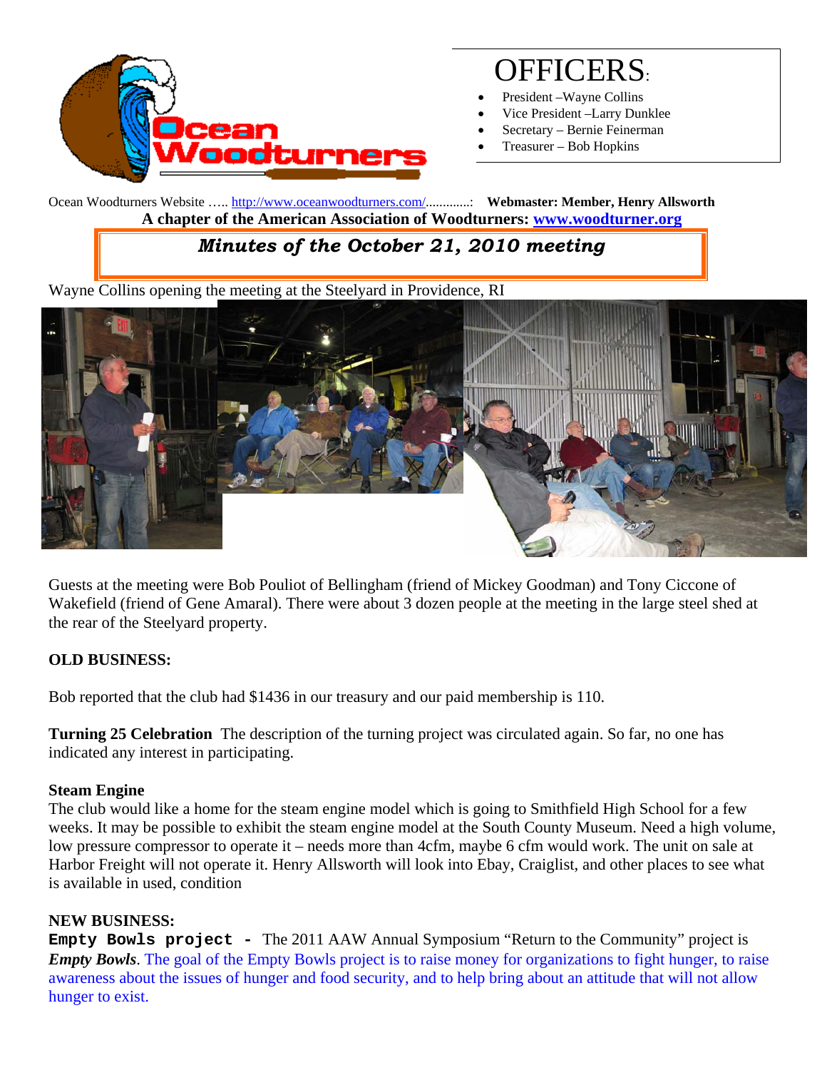# OFFICERS:

- President –Wayne Collins
- Vice President –Larry Dunklee
- Secretary – Bernie Feinerman
- Treasurer – Bob Hopkins

Ocean Woodturners Website ….. http://www.oceanwoodturners.com/.............: **Webmaster: Member, Henry Allsworth**

**A chapter of the American Association of Woodturners: www.woodturner.org**

## *Minutes of the October 21, 2010 meeting*

Wayne Collins opening the meeting at the Steelyard in Providence, RI

Guests at the meeting were Bob Pouliot of Bellingham (friend of Mickey Goodman) and Tony Ciccone of Wakefield (friend of Gene Amaral). There were about 3 dozen people at the meeting in the large steel shed at the rear of the Steelyard property.

**OLD BUSINESS:**

Bob reported that the club had $1436 in our treasury and our paid membership is 110.

**Turning 25 Celebration** The description of the turning project was circulated again. So far, no one has indicated any interest in participating.

**Steam Engine**

The club would like a home for the steam engine model which is going to Smithfield High School for a few weeks. It may be possible to exhibit the steam engine model at the South County Museum. Need a high volume, low pressure compressor to operate it – needs more than 4cfm, maybe 6 cfm would work. The unit on sale at Harbor Freight will not operate it. Henry Allsworth will look into Ebay, Craiglist, and other places to see what is available in used, condition

**NEW BUSINESS:**

**Empty Bowls project -** The 2011 AAW Annual Symposium "Return to the Community" project is ***Empty Bowls***. The goal of the Empty Bowls project is to raise money for organizations to fight hunger, to raise awareness about the issues of hunger and food security, and to help bring about an attitude that will not allow hunger to exist.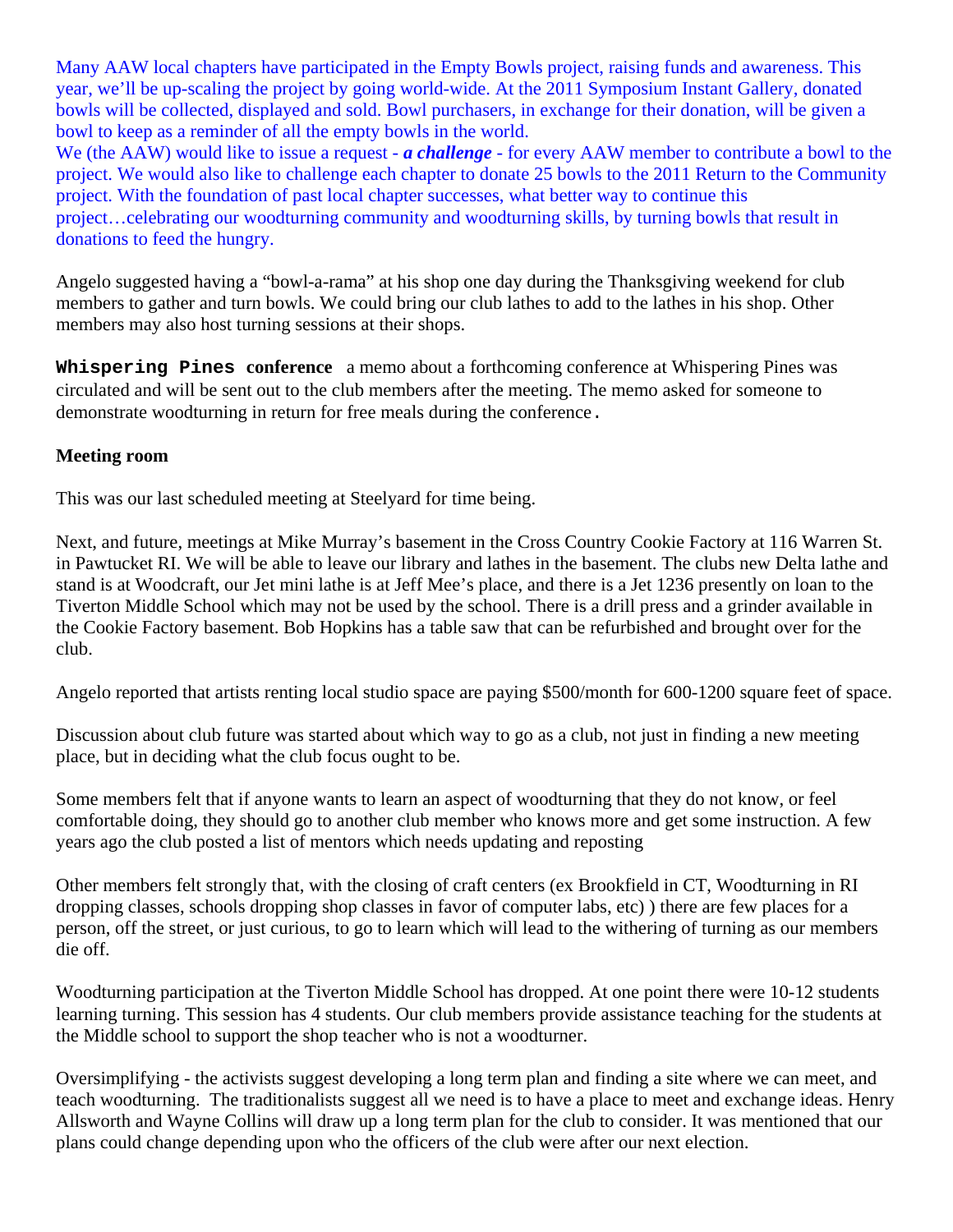Many AAW local chapters have participated in the Empty Bowls project, raising funds and awareness. This year, we'll be up-scaling the project by going world-wide. At the 2011 Symposium Instant Gallery, donated bowls will be collected, displayed and sold. Bowl purchasers, in exchange for their donation, will be given a bowl to keep as a reminder of all the empty bowls in the world.
We (the AAW) would like to issue a request - ***a challenge*** - for every AAW member to contribute a bowl to the project. We would also like to challenge each chapter to donate 25 bowls to the 2011 Return to the Community project. With the foundation of past local chapter successes, what better way to continue this project…celebrating our woodturning community and woodturning skills, by turning bowls that result in donations to feed the hungry.

Angelo suggested having a "bowl-a-rama" at his shop one day during the Thanksgiving weekend for club members to gather and turn bowls. We could bring our club lathes to add to the lathes in his shop. Other members may also host turning sessions at their shops.

**Whispering Pines conference** a memo about a forthcoming conference at Whispering Pines was circulated and will be sent out to the club members after the meeting. The memo asked for someone to demonstrate woodturning in return for free meals during the conference.

**Meeting room**

This was our last scheduled meeting at Steelyard for time being.

Next, and future, meetings at Mike Murray's basement in the Cross Country Cookie Factory at 116 Warren St. in Pawtucket RI. We will be able to leave our library and lathes in the basement. The clubs new Delta lathe and stand is at Woodcraft, our Jet mini lathe is at Jeff Mee's place, and there is a Jet 1236 presently on loan to the Tiverton Middle School which may not be used by the school. There is a drill press and a grinder available in the Cookie Factory basement. Bob Hopkins has a table saw that can be refurbished and brought over for the club.

Angelo reported that artists renting local studio space are paying $500/month for 600-1200 square feet of space.

Discussion about club future was started about which way to go as a club, not just in finding a new meeting place, but in deciding what the club focus ought to be.

Some members felt that if anyone wants to learn an aspect of woodturning that they do not know, or feel comfortable doing, they should go to another club member who knows more and get some instruction. A few years ago the club posted a list of mentors which needs updating and reposting

Other members felt strongly that, with the closing of craft centers (ex Brookfield in CT, Woodturning in RI dropping classes, schools dropping shop classes in favor of computer labs, etc) ) there are few places for a person, off the street, or just curious, to go to learn which will lead to the withering of turning as our members die off.

Woodturning participation at the Tiverton Middle School has dropped. At one point there were 10-12 students learning turning. This session has 4 students. Our club members provide assistance teaching for the students at the Middle school to support the shop teacher who is not a woodturner.

Oversimplifying - the activists suggest developing a long term plan and finding a site where we can meet, and teach woodturning. The traditionalists suggest all we need is to have a place to meet and exchange ideas. Henry Allsworth and Wayne Collins will draw up a long term plan for the club to consider. It was mentioned that our plans could change depending upon who the officers of the club were after our next election.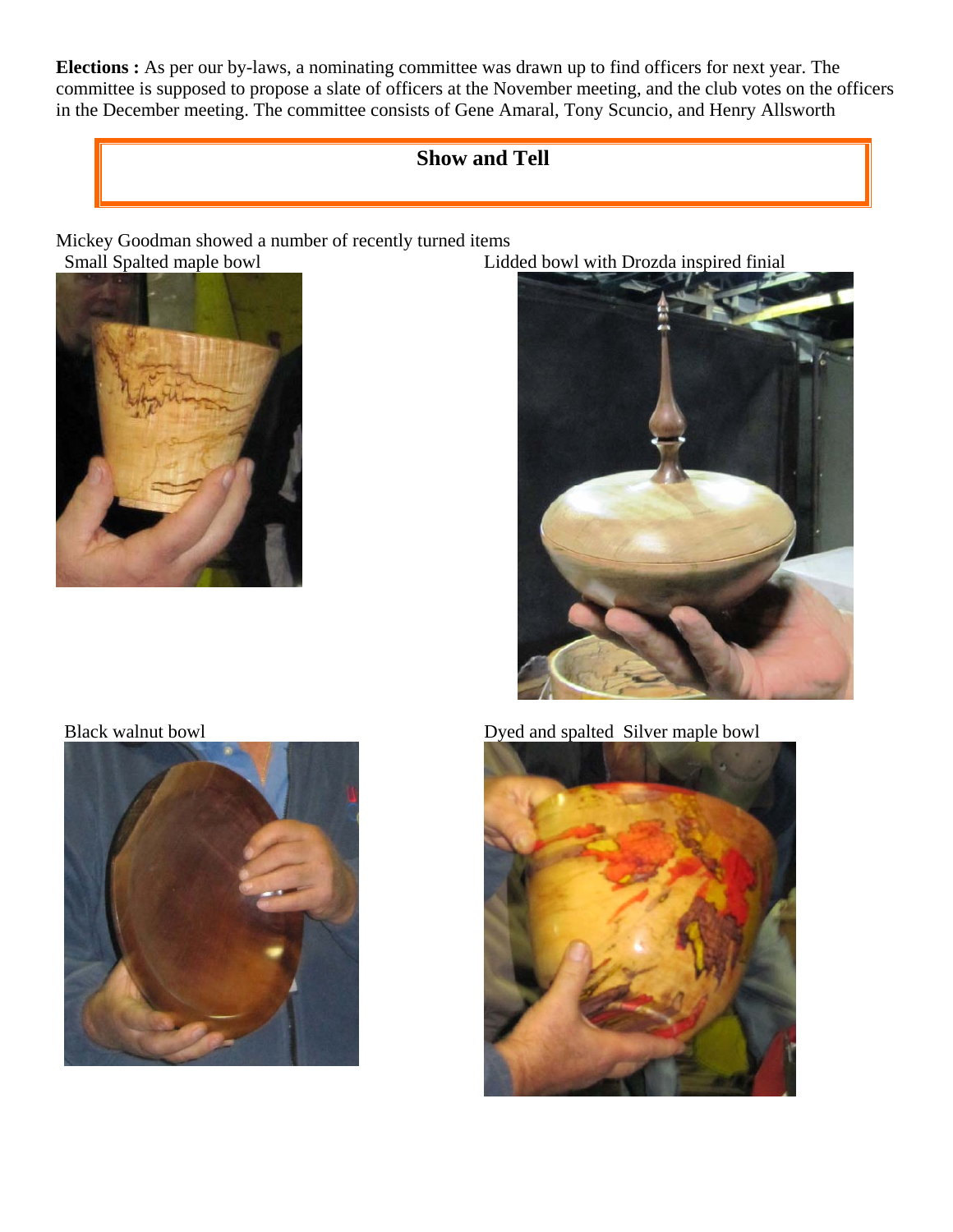**Elections :** As per our by-laws, a nominating committee was drawn up to find officers for next year. The committee is supposed to propose a slate of officers at the November meeting, and the club votes on the officers in the December meeting. The committee consists of Gene Amaral, Tony Scuncio, and Henry Allsworth

## Show and Tell

Mickey Goodman showed a number of recently turned items

Small Spalted maple bowl

Lidded bowl with Drozda inspired finial

Black walnut bowl

Dyed and spalted Silver maple bowl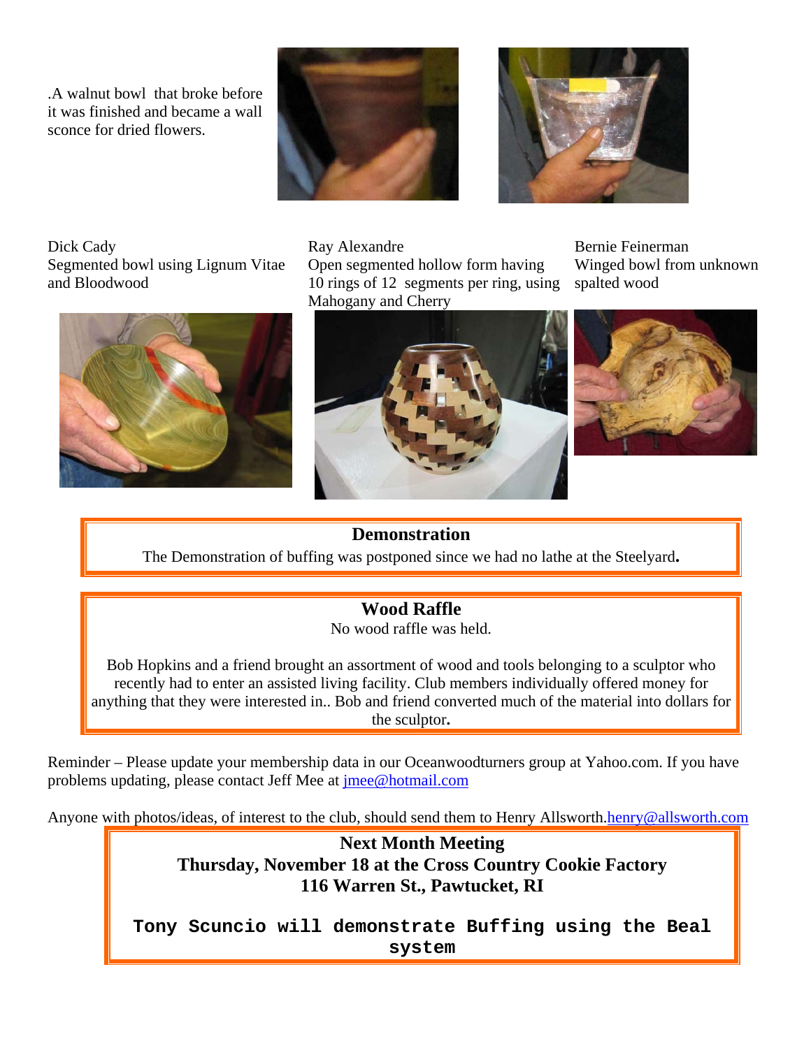.A walnut bowl that broke before it was finished and became a wall sconce for dried flowers.

Dick Cady
Segmented bowl using Lignum Vitae and Bloodwood

Ray Alexandre
Open segmented hollow form having 10 rings of 12 segments per ring, using Mahogany and Cherry

Bernie Feinerman
Winged bowl from unknown spalted wood

## Demonstration

The Demonstration of buffing was postponed since we had no lathe at the Steelyard**.**

## Wood Raffle

No wood raffle was held.

Bob Hopkins and a friend brought an assortment of wood and tools belonging to a sculptor who recently had to enter an assisted living facility. Club members individually offered money for anything that they were interested in.. Bob and friend converted much of the material into dollars for the sculptor**.**

Reminder – Please update your membership data in our Oceanwoodturners group at Yahoo.com. If you have problems updating, please contact Jeff Mee at jmee@hotmail.com

Anyone with photos/ideas, of interest to the club, should send them to Henry Allsworth.henry@allsworth.com

**Next Month Meeting**
**Thursday, November 18 at the Cross Country Cookie Factory**
**116 Warren St., Pawtucket, RI**

**Tony Scuncio will demonstrate Buffing using the Beal system**